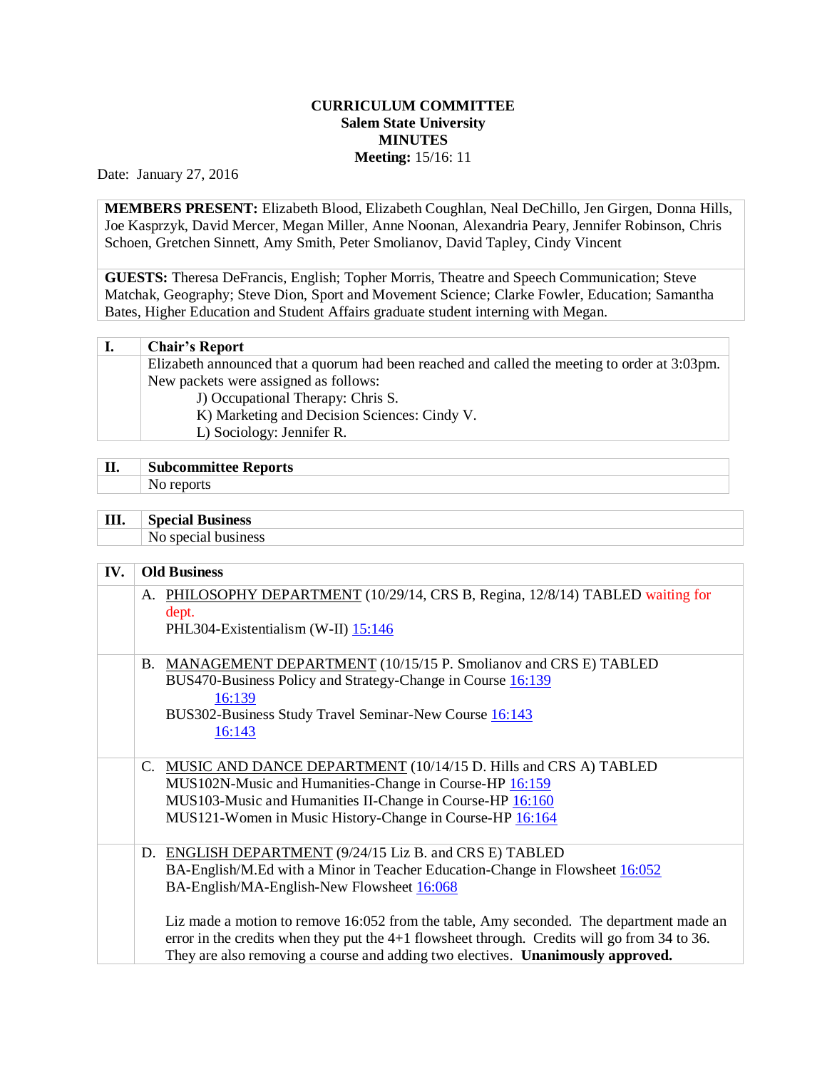**CURRICULUM COMMITTEE**
**Salem State University**
**MINUTES**
**Meeting:** 15/16: 11

Date: January 27, 2016

**MEMBERS PRESENT:** Elizabeth Blood, Elizabeth Coughlan, Neal DeChillo, Jen Girgen, Donna Hills, Joe Kasprzyk, David Mercer, Megan Miller, Anne Noonan, Alexandria Peary, Jennifer Robinson, Chris Schoen, Gretchen Sinnett, Amy Smith, Peter Smolianov, David Tapley, Cindy Vincent

**GUESTS:** Theresa DeFrancis, English; Topher Morris, Theatre and Speech Communication; Steve Matchak, Geography; Steve Dion, Sport and Movement Science; Clarke Fowler, Education; Samantha Bates, Higher Education and Student Affairs graduate student interning with Megan.

## I. Chair's Report

Elizabeth announced that a quorum had been reached and called the meeting to order at 3:03pm. New packets were assigned as follows:

- J) Occupational Therapy: Chris S.
- K) Marketing and Decision Sciences: Cindy V.
- L) Sociology: Jennifer R.

## II. Subcommittee Reports

No reports

## III. Special Business

No special business

## IV. Old Business

A. PHILOSOPHY DEPARTMENT (10/29/14, CRS B, Regina, 12/8/14) TABLED waiting for dept.
PHL304-Existentialism (W-II) 15:146

B. MANAGEMENT DEPARTMENT (10/15/15 P. Smolianov and CRS E) TABLED
BUS470-Business Policy and Strategy-Change in Course 16:139
16:139
BUS302-Business Study Travel Seminar-New Course 16:143
16:143

C. MUSIC AND DANCE DEPARTMENT (10/14/15 D. Hills and CRS A) TABLED
MUS102N-Music and Humanities-Change in Course-HP 16:159
MUS103-Music and Humanities II-Change in Course-HP 16:160
MUS121-Women in Music History-Change in Course-HP 16:164

D. ENGLISH DEPARTMENT (9/24/15 Liz B. and CRS E) TABLED
BA-English/M.Ed with a Minor in Teacher Education-Change in Flowsheet 16:052
BA-English/MA-English-New Flowsheet 16:068

Liz made a motion to remove 16:052 from the table, Amy seconded. The department made an error in the credits when they put the 4+1 flowsheet through. Credits will go from 34 to 36. They are also removing a course and adding two electives. **Unanimously approved.**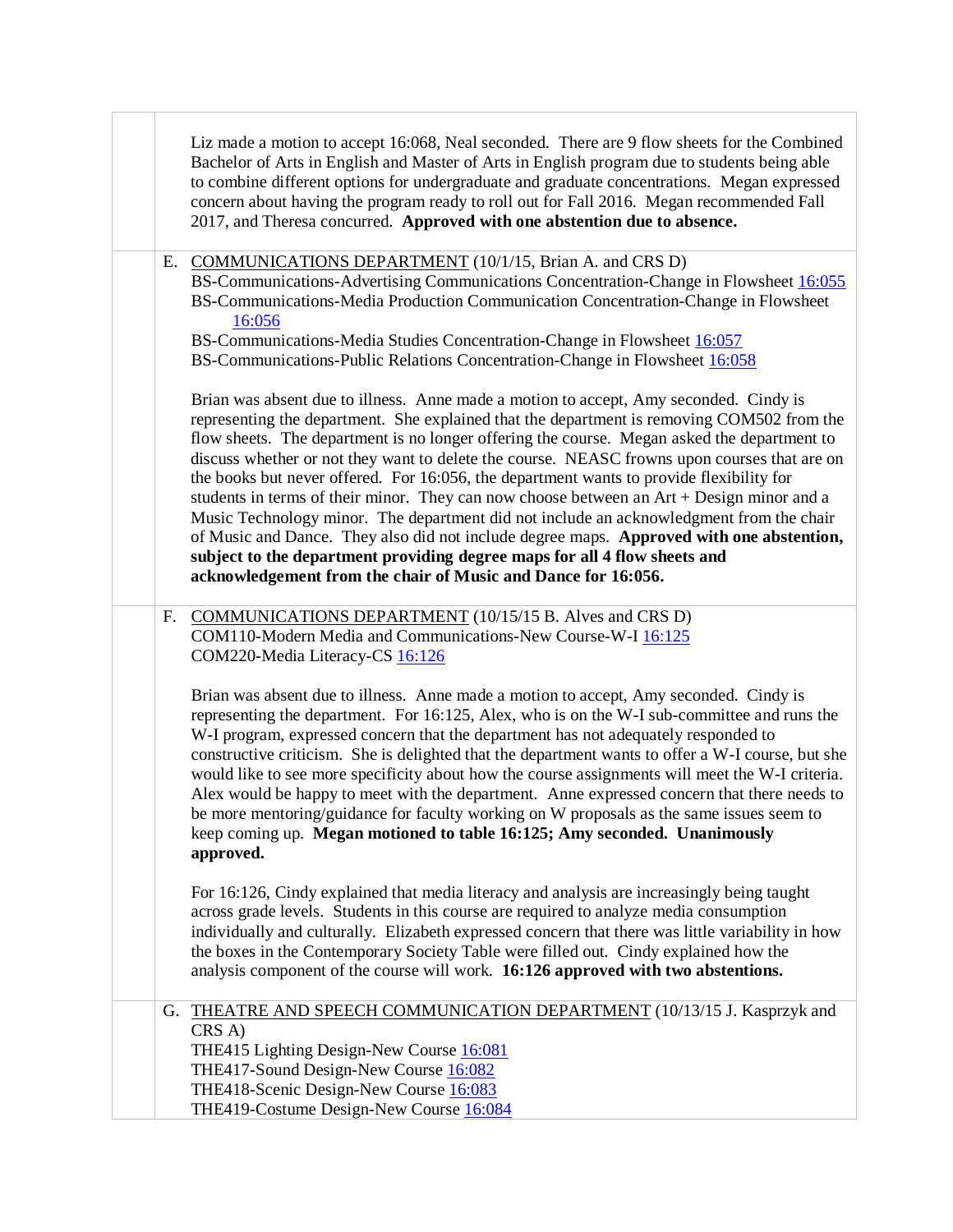Liz made a motion to accept 16:068, Neal seconded. There are 9 flow sheets for the Combined Bachelor of Arts in English and Master of Arts in English program due to students being able to combine different options for undergraduate and graduate concentrations. Megan expressed concern about having the program ready to roll out for Fall 2016. Megan recommended Fall 2017, and Theresa concurred. **Approved with one abstention due to absence.**

E. COMMUNICATIONS DEPARTMENT (10/1/15, Brian A. and CRS D)
BS-Communications-Advertising Communications Concentration-Change in Flowsheet 16:055
BS-Communications-Media Production Communication Concentration-Change in Flowsheet 16:056
BS-Communications-Media Studies Concentration-Change in Flowsheet 16:057
BS-Communications-Public Relations Concentration-Change in Flowsheet 16:058

Brian was absent due to illness. Anne made a motion to accept, Amy seconded. Cindy is representing the department. She explained that the department is removing COM502 from the flow sheets. The department is no longer offering the course. Megan asked the department to discuss whether or not they want to delete the course. NEASC frowns upon courses that are on the books but never offered. For 16:056, the department wants to provide flexibility for students in terms of their minor. They can now choose between an Art + Design minor and a Music Technology minor. The department did not include an acknowledgment from the chair of Music and Dance. They also did not include degree maps. **Approved with one abstention, subject to the department providing degree maps for all 4 flow sheets and acknowledgement from the chair of Music and Dance for 16:056.**

F. COMMUNICATIONS DEPARTMENT (10/15/15 B. Alves and CRS D)
COM110-Modern Media and Communications-New Course-W-I 16:125
COM220-Media Literacy-CS 16:126

Brian was absent due to illness. Anne made a motion to accept, Amy seconded. Cindy is representing the department. For 16:125, Alex, who is on the W-I sub-committee and runs the W-I program, expressed concern that the department has not adequately responded to constructive criticism. She is delighted that the department wants to offer a W-I course, but she would like to see more specificity about how the course assignments will meet the W-I criteria. Alex would be happy to meet with the department. Anne expressed concern that there needs to be more mentoring/guidance for faculty working on W proposals as the same issues seem to keep coming up. **Megan motioned to table 16:125; Amy seconded. Unanimously approved.**

For 16:126, Cindy explained that media literacy and analysis are increasingly being taught across grade levels. Students in this course are required to analyze media consumption individually and culturally. Elizabeth expressed concern that there was little variability in how the boxes in the Contemporary Society Table were filled out. Cindy explained how the analysis component of the course will work. **16:126 approved with two abstentions.**

G. THEATRE AND SPEECH COMMUNICATION DEPARTMENT (10/13/15 J. Kasprzyk and CRS A)
THE415 Lighting Design-New Course 16:081
THE417-Sound Design-New Course 16:082
THE418-Scenic Design-New Course 16:083
THE419-Costume Design-New Course 16:084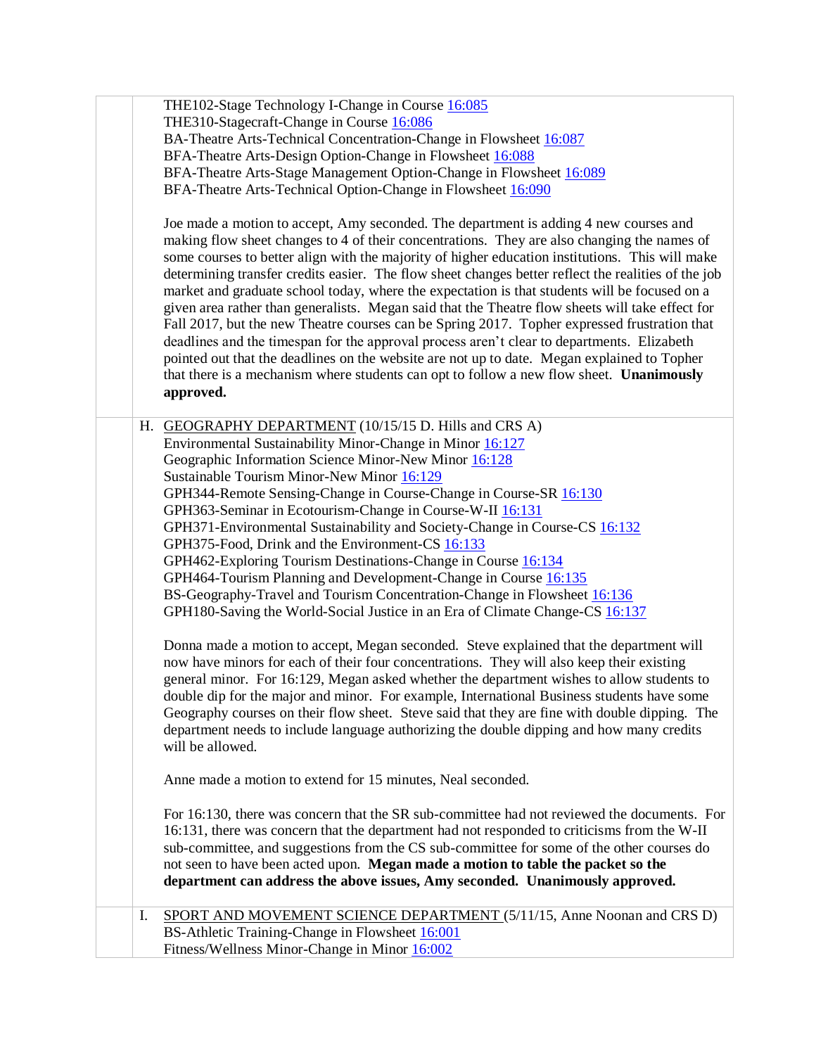THE102-Stage Technology I-Change in Course 16:085
THE310-Stagecraft-Change in Course 16:086
BA-Theatre Arts-Technical Concentration-Change in Flowsheet 16:087
BFA-Theatre Arts-Design Option-Change in Flowsheet 16:088
BFA-Theatre Arts-Stage Management Option-Change in Flowsheet 16:089
BFA-Theatre Arts-Technical Option-Change in Flowsheet 16:090

Joe made a motion to accept, Amy seconded. The department is adding 4 new courses and making flow sheet changes to 4 of their concentrations. They are also changing the names of some courses to better align with the majority of higher education institutions. This will make determining transfer credits easier. The flow sheet changes better reflect the realities of the job market and graduate school today, where the expectation is that students will be focused on a given area rather than generalists. Megan said that the Theatre flow sheets will take effect for Fall 2017, but the new Theatre courses can be Spring 2017. Topher expressed frustration that deadlines and the timespan for the approval process aren't clear to departments. Elizabeth pointed out that the deadlines on the website are not up to date. Megan explained to Topher that there is a mechanism where students can opt to follow a new flow sheet. **Unanimously approved.**

H. GEOGRAPHY DEPARTMENT (10/15/15 D. Hills and CRS A)
Environmental Sustainability Minor-Change in Minor 16:127
Geographic Information Science Minor-New Minor 16:128
Sustainable Tourism Minor-New Minor 16:129
GPH344-Remote Sensing-Change in Course-SR 16:130
GPH363-Seminar in Ecotourism-Change in Course-W-II 16:131
GPH371-Environmental Sustainability and Society-Change in Course-CS 16:132
GPH375-Food, Drink and the Environment-CS 16:133
GPH462-Exploring Tourism Destinations-Change in Course 16:134
GPH464-Tourism Planning and Development-Change in Course 16:135
BS-Geography-Travel and Tourism Concentration-Change in Flowsheet 16:136
GPH180-Saving the World-Social Justice in an Era of Climate Change-CS 16:137

Donna made a motion to accept, Megan seconded. Steve explained that the department will now have minors for each of their four concentrations. They will also keep their existing general minor. For 16:129, Megan asked whether the department wishes to allow students to double dip for the major and minor. For example, International Business students have some Geography courses on their flow sheet. Steve said that they are fine with double dipping. The department needs to include language authorizing the double dipping and how many credits will be allowed.

Anne made a motion to extend for 15 minutes, Neal seconded.

For 16:130, there was concern that the SR sub-committee had not reviewed the documents. For 16:131, there was concern that the department had not responded to criticisms from the W-II sub-committee, and suggestions from the CS sub-committee for some of the other courses do not seen to have been acted upon. **Megan made a motion to table the packet so the department can address the above issues, Amy seconded. Unanimously approved.**

I. SPORT AND MOVEMENT SCIENCE DEPARTMENT (5/11/15, Anne Noonan and CRS D)
BS-Athletic Training-Change in Flowsheet 16:001
Fitness/Wellness Minor-Change in Minor 16:002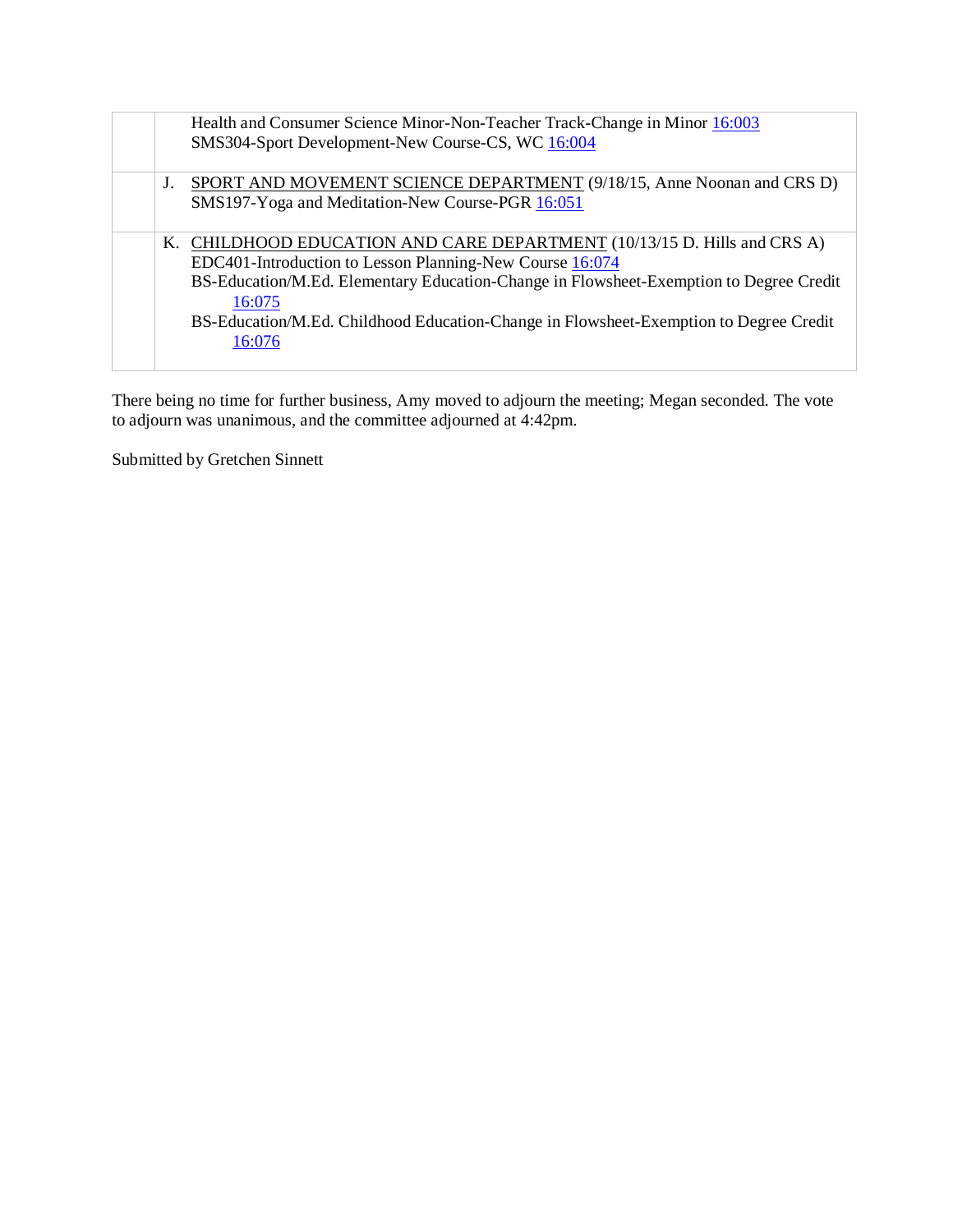| | |
|---|---|
| | Health and Consumer Science Minor-Non-Teacher Track-Change in Minor 16:003<br>SMS304-Sport Development-New Course-CS, WC 16:004 |
| | J. SPORT AND MOVEMENT SCIENCE DEPARTMENT (9/18/15, Anne Noonan and CRS D)<br>SMS197-Yoga and Meditation-New Course-PGR 16:051 |
| | K. CHILDHOOD EDUCATION AND CARE DEPARTMENT (10/13/15 D. Hills and CRS A)<br>EDC401-Introduction to Lesson Planning-New Course 16:074<br>BS-Education/M.Ed. Elementary Education-Change in Flowsheet-Exemption to Degree Credit 16:075<br>BS-Education/M.Ed. Childhood Education-Change in Flowsheet-Exemption to Degree Credit 16:076 |

There being no time for further business, Amy moved to adjourn the meeting; Megan seconded. The vote to adjourn was unanimous, and the committee adjourned at 4:42pm.

Submitted by Gretchen Sinnett